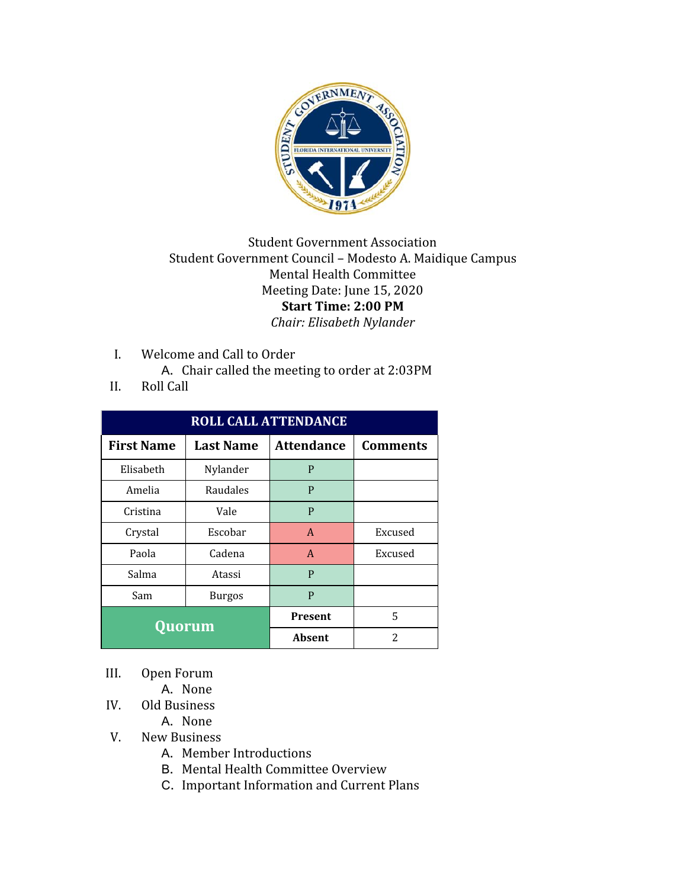Student Government Association
Student Government Council – Modesto A. Maidique Campus
Mental Health Committee
Meeting Date: June 15, 2020
**Start Time: 2:00 PM**
*Chair: Elisabeth Nylander*

I. Welcome and Call to Order
  A. Chair called the meeting to order at 2:03PM
II. Roll Call

| ROLL CALL ATTENDANCE | | | |
|---|---|---|---|
| **First Name** | **Last Name** | **Attendance** | **Comments** |
| Elisabeth | Nylander | P | |
| Amelia | Raudales | P | |
| Cristina | Vale | P | |
| Crystal | Escobar | A | Excused |
| Paola | Cadena | A | Excused |
| Salma | Atassi | P | |
| Sam | Burgos | P | |
| **Quorum** | | **Present** | 5 |
| | | **Absent** | 2 |

III. Open Forum
  A. None
IV. Old Business
  A. None
V. New Business
  A. Member Introductions
  B. Mental Health Committee Overview
  C. Important Information and Current Plans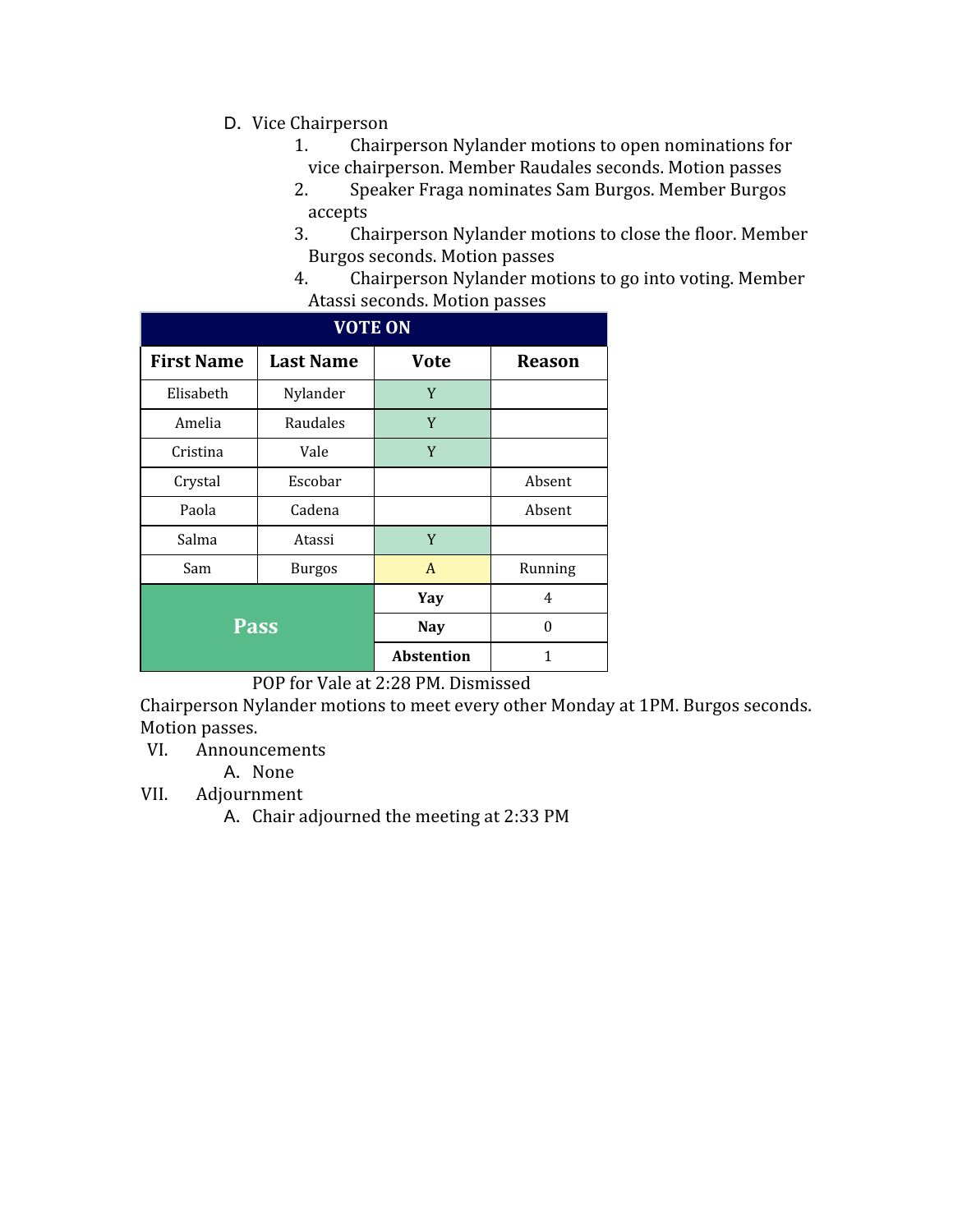D. Vice Chairperson

1. Chairperson Nylander motions to open nominations for vice chairperson. Member Raudales seconds. Motion passes
2. Speaker Fraga nominates Sam Burgos. Member Burgos accepts
3. Chairperson Nylander motions to close the floor. Member Burgos seconds. Motion passes
4. Chairperson Nylander motions to go into voting. Member Atassi seconds. Motion passes

| VOTE ON | | | |
|---|---|---|---|
| **First Name** | **Last Name** | **Vote** | **Reason** |
| Elisabeth | Nylander | Y | |
| Amelia | Raudales | Y | |
| Cristina | Vale | Y | |
| Crystal | Escobar | | Absent |
| Paola | Cadena | | Absent |
| Salma | Atassi | Y | |
| Sam | Burgos | A | Running |
| **Pass** | | **Yay** | 4 |
| | | **Nay** | 0 |
| | | **Abstention** | 1 |

POP for Vale at 2:28 PM. Dismissed

Chairperson Nylander motions to meet every other Monday at 1PM. Burgos seconds. Motion passes.

VI. Announcements

A. None

VII. Adjournment

A. Chair adjourned the meeting at 2:33 PM